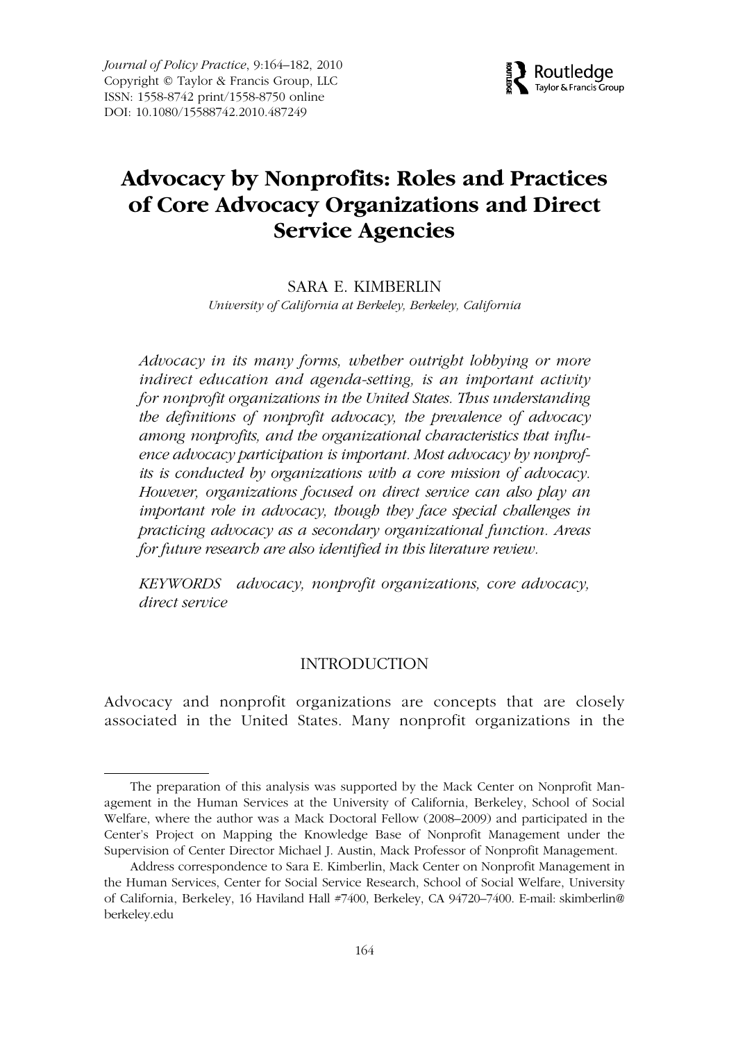*Journal of Policy Practice*, 9:164–182, 2010
Copyright © Taylor & Francis Group, LLC
ISSN: 1558-8742 print/1558-8750 online
DOI: 10.1080/15588742.2010.487249

# Advocacy by Nonprofits: Roles and Practices of Core Advocacy Organizations and Direct Service Agencies

SARA E. KIMBERLIN

*University of California at Berkeley, Berkeley, California*

*Advocacy in its many forms, whether outright lobbying or more indirect education and agenda-setting, is an important activity for nonprofit organizations in the United States. Thus understanding the definitions of nonprofit advocacy, the prevalence of advocacy among nonprofits, and the organizational characteristics that influence advocacy participation is important. Most advocacy by nonprofits is conducted by organizations with a core mission of advocacy. However, organizations focused on direct service can also play an important role in advocacy, though they face special challenges in practicing advocacy as a secondary organizational function. Areas for future research are also identified in this literature review.*

*KEYWORDS advocacy, nonprofit organizations, core advocacy, direct service*

## INTRODUCTION

Advocacy and nonprofit organizations are concepts that are closely associated in the United States. Many nonprofit organizations in the

---

The preparation of this analysis was supported by the Mack Center on Nonprofit Management in the Human Services at the University of California, Berkeley, School of Social Welfare, where the author was a Mack Doctoral Fellow (2008–2009) and participated in the Center's Project on Mapping the Knowledge Base of Nonprofit Management under the Supervision of Center Director Michael J. Austin, Mack Professor of Nonprofit Management.

Address correspondence to Sara E. Kimberlin, Mack Center on Nonprofit Management in the Human Services, Center for Social Service Research, School of Social Welfare, University of California, Berkeley, 16 Haviland Hall #7400, Berkeley, CA 94720–7400. E-mail: skimberlin@berkeley.edu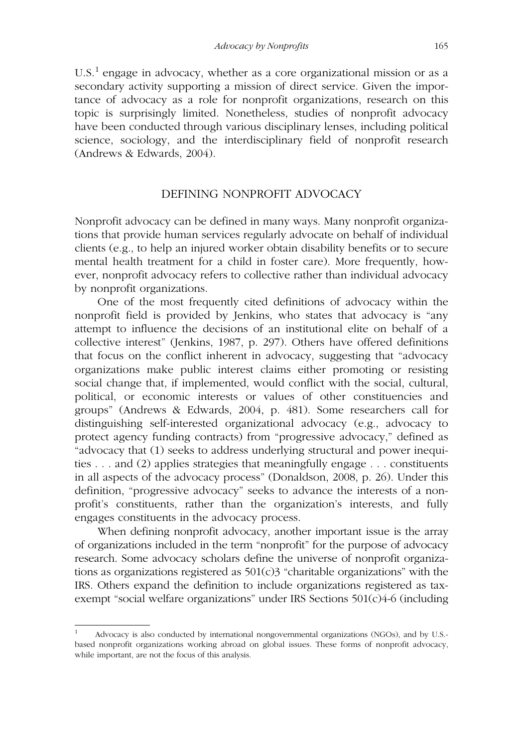U.S.[1] engage in advocacy, whether as a core organizational mission or as a secondary activity supporting a mission of direct service. Given the importance of advocacy as a role for nonprofit organizations, research on this topic is surprisingly limited. Nonetheless, studies of nonprofit advocacy have been conducted through various disciplinary lenses, including political science, sociology, and the interdisciplinary field of nonprofit research (Andrews & Edwards, 2004).

## DEFINING NONPROFIT ADVOCACY

Nonprofit advocacy can be defined in many ways. Many nonprofit organizations that provide human services regularly advocate on behalf of individual clients (e.g., to help an injured worker obtain disability benefits or to secure mental health treatment for a child in foster care). More frequently, however, nonprofit advocacy refers to collective rather than individual advocacy by nonprofit organizations.

One of the most frequently cited definitions of advocacy within the nonprofit field is provided by Jenkins, who states that advocacy is "any attempt to influence the decisions of an institutional elite on behalf of a collective interest" (Jenkins, 1987, p. 297). Others have offered definitions that focus on the conflict inherent in advocacy, suggesting that "advocacy organizations make public interest claims either promoting or resisting social change that, if implemented, would conflict with the social, cultural, political, or economic interests or values of other constituencies and groups" (Andrews & Edwards, 2004, p. 481). Some researchers call for distinguishing self-interested organizational advocacy (e.g., advocacy to protect agency funding contracts) from "progressive advocacy," defined as "advocacy that (1) seeks to address underlying structural and power inequities . . . and (2) applies strategies that meaningfully engage . . . constituents in all aspects of the advocacy process" (Donaldson, 2008, p. 26). Under this definition, "progressive advocacy" seeks to advance the interests of a nonprofit's constituents, rather than the organization's interests, and fully engages constituents in the advocacy process.

When defining nonprofit advocacy, another important issue is the array of organizations included in the term "nonprofit" for the purpose of advocacy research. Some advocacy scholars define the universe of nonprofit organizations as organizations registered as 501(c)3 "charitable organizations" with the IRS. Others expand the definition to include organizations registered as tax-exempt "social welfare organizations" under IRS Sections 501(c)4-6 (including

[1] Advocacy is also conducted by international nongovernmental organizations (NGOs), and by U.S.-based nonprofit organizations working abroad on global issues. These forms of nonprofit advocacy, while important, are not the focus of this analysis.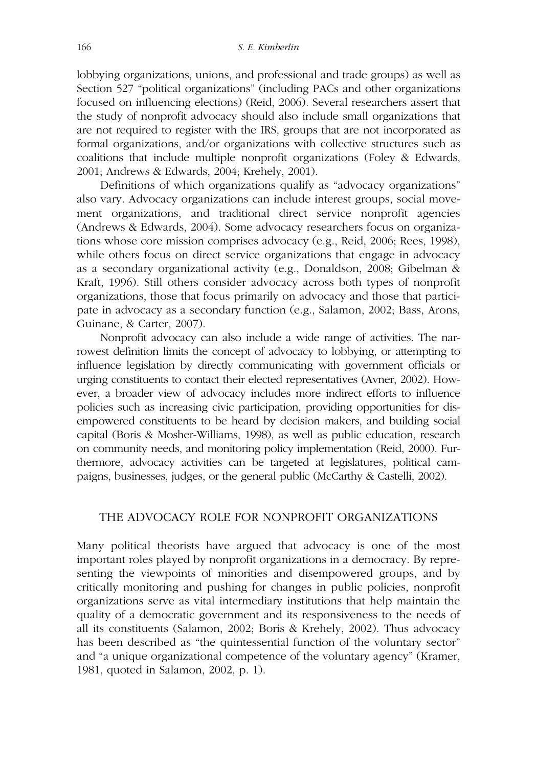lobbying organizations, unions, and professional and trade groups) as well as Section 527 "political organizations" (including PACs and other organizations focused on influencing elections) (Reid, 2006). Several researchers assert that the study of nonprofit advocacy should also include small organizations that are not required to register with the IRS, groups that are not incorporated as formal organizations, and/or organizations with collective structures such as coalitions that include multiple nonprofit organizations (Foley & Edwards, 2001; Andrews & Edwards, 2004; Krehely, 2001).

Definitions of which organizations qualify as "advocacy organizations" also vary. Advocacy organizations can include interest groups, social movement organizations, and traditional direct service nonprofit agencies (Andrews & Edwards, 2004). Some advocacy researchers focus on organizations whose core mission comprises advocacy (e.g., Reid, 2006; Rees, 1998), while others focus on direct service organizations that engage in advocacy as a secondary organizational activity (e.g., Donaldson, 2008; Gibelman & Kraft, 1996). Still others consider advocacy across both types of nonprofit organizations, those that focus primarily on advocacy and those that participate in advocacy as a secondary function (e.g., Salamon, 2002; Bass, Arons, Guinane, & Carter, 2007).

Nonprofit advocacy can also include a wide range of activities. The narrowest definition limits the concept of advocacy to lobbying, or attempting to influence legislation by directly communicating with government officials or urging constituents to contact their elected representatives (Avner, 2002). However, a broader view of advocacy includes more indirect efforts to influence policies such as increasing civic participation, providing opportunities for disempowered constituents to be heard by decision makers, and building social capital (Boris & Mosher-Williams, 1998), as well as public education, research on community needs, and monitoring policy implementation (Reid, 2000). Furthermore, advocacy activities can be targeted at legislatures, political campaigns, businesses, judges, or the general public (McCarthy & Castelli, 2002).

## THE ADVOCACY ROLE FOR NONPROFIT ORGANIZATIONS

Many political theorists have argued that advocacy is one of the most important roles played by nonprofit organizations in a democracy. By representing the viewpoints of minorities and disempowered groups, and by critically monitoring and pushing for changes in public policies, nonprofit organizations serve as vital intermediary institutions that help maintain the quality of a democratic government and its responsiveness to the needs of all its constituents (Salamon, 2002; Boris & Krehely, 2002). Thus advocacy has been described as "the quintessential function of the voluntary sector" and "a unique organizational competence of the voluntary agency" (Kramer, 1981, quoted in Salamon, 2002, p. 1).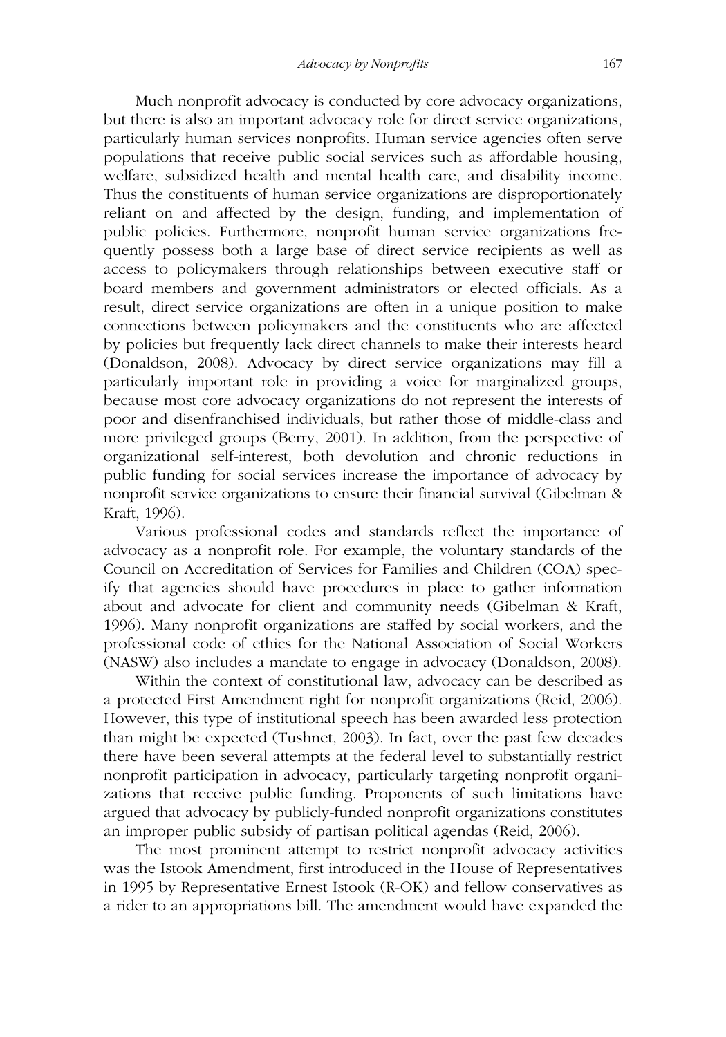Much nonprofit advocacy is conducted by core advocacy organizations, but there is also an important advocacy role for direct service organizations, particularly human services nonprofits. Human service agencies often serve populations that receive public social services such as affordable housing, welfare, subsidized health and mental health care, and disability income. Thus the constituents of human service organizations are disproportionately reliant on and affected by the design, funding, and implementation of public policies. Furthermore, nonprofit human service organizations frequently possess both a large base of direct service recipients as well as access to policymakers through relationships between executive staff or board members and government administrators or elected officials. As a result, direct service organizations are often in a unique position to make connections between policymakers and the constituents who are affected by policies but frequently lack direct channels to make their interests heard (Donaldson, 2008). Advocacy by direct service organizations may fill a particularly important role in providing a voice for marginalized groups, because most core advocacy organizations do not represent the interests of poor and disenfranchised individuals, but rather those of middle-class and more privileged groups (Berry, 2001). In addition, from the perspective of organizational self-interest, both devolution and chronic reductions in public funding for social services increase the importance of advocacy by nonprofit service organizations to ensure their financial survival (Gibelman & Kraft, 1996).

Various professional codes and standards reflect the importance of advocacy as a nonprofit role. For example, the voluntary standards of the Council on Accreditation of Services for Families and Children (COA) specify that agencies should have procedures in place to gather information about and advocate for client and community needs (Gibelman & Kraft, 1996). Many nonprofit organizations are staffed by social workers, and the professional code of ethics for the National Association of Social Workers (NASW) also includes a mandate to engage in advocacy (Donaldson, 2008).

Within the context of constitutional law, advocacy can be described as a protected First Amendment right for nonprofit organizations (Reid, 2006). However, this type of institutional speech has been awarded less protection than might be expected (Tushnet, 2003). In fact, over the past few decades there have been several attempts at the federal level to substantially restrict nonprofit participation in advocacy, particularly targeting nonprofit organizations that receive public funding. Proponents of such limitations have argued that advocacy by publicly-funded nonprofit organizations constitutes an improper public subsidy of partisan political agendas (Reid, 2006).

The most prominent attempt to restrict nonprofit advocacy activities was the Istook Amendment, first introduced in the House of Representatives in 1995 by Representative Ernest Istook (R-OK) and fellow conservatives as a rider to an appropriations bill. The amendment would have expanded the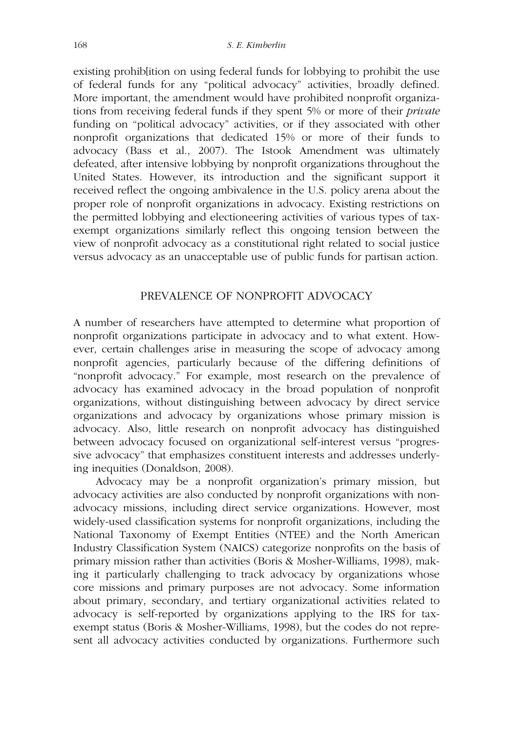existing prohib[ition on using federal funds for lobbying to prohibit the use of federal funds for any "political advocacy" activities, broadly defined. More important, the amendment would have prohibited nonprofit organizations from receiving federal funds if they spent 5% or more of their *private* funding on "political advocacy" activities, or if they associated with other nonprofit organizations that dedicated 15% or more of their funds to advocacy (Bass et al., 2007). The Istook Amendment was ultimately defeated, after intensive lobbying by nonprofit organizations throughout the United States. However, its introduction and the significant support it received reflect the ongoing ambivalence in the U.S. policy arena about the proper role of nonprofit organizations in advocacy. Existing restrictions on the permitted lobbying and electioneering activities of various types of tax-exempt organizations similarly reflect this ongoing tension between the view of nonprofit advocacy as a constitutional right related to social justice versus advocacy as an unacceptable use of public funds for partisan action.

## PREVALENCE OF NONPROFIT ADVOCACY

A number of researchers have attempted to determine what proportion of nonprofit organizations participate in advocacy and to what extent. However, certain challenges arise in measuring the scope of advocacy among nonprofit agencies, particularly because of the differing definitions of "nonprofit advocacy." For example, most research on the prevalence of advocacy has examined advocacy in the broad population of nonprofit organizations, without distinguishing between advocacy by direct service organizations and advocacy by organizations whose primary mission is advocacy. Also, little research on nonprofit advocacy has distinguished between advocacy focused on organizational self-interest versus "progressive advocacy" that emphasizes constituent interests and addresses underlying inequities (Donaldson, 2008).

Advocacy may be a nonprofit organization's primary mission, but advocacy activities are also conducted by nonprofit organizations with non-advocacy missions, including direct service organizations. However, most widely-used classification systems for nonprofit organizations, including the National Taxonomy of Exempt Entities (NTEE) and the North American Industry Classification System (NAICS) categorize nonprofits on the basis of primary mission rather than activities (Boris & Mosher-Williams, 1998), making it particularly challenging to track advocacy by organizations whose core missions and primary purposes are not advocacy. Some information about primary, secondary, and tertiary organizational activities related to advocacy is self-reported by organizations applying to the IRS for tax-exempt status (Boris & Mosher-Williams, 1998), but the codes do not represent all advocacy activities conducted by organizations. Furthermore such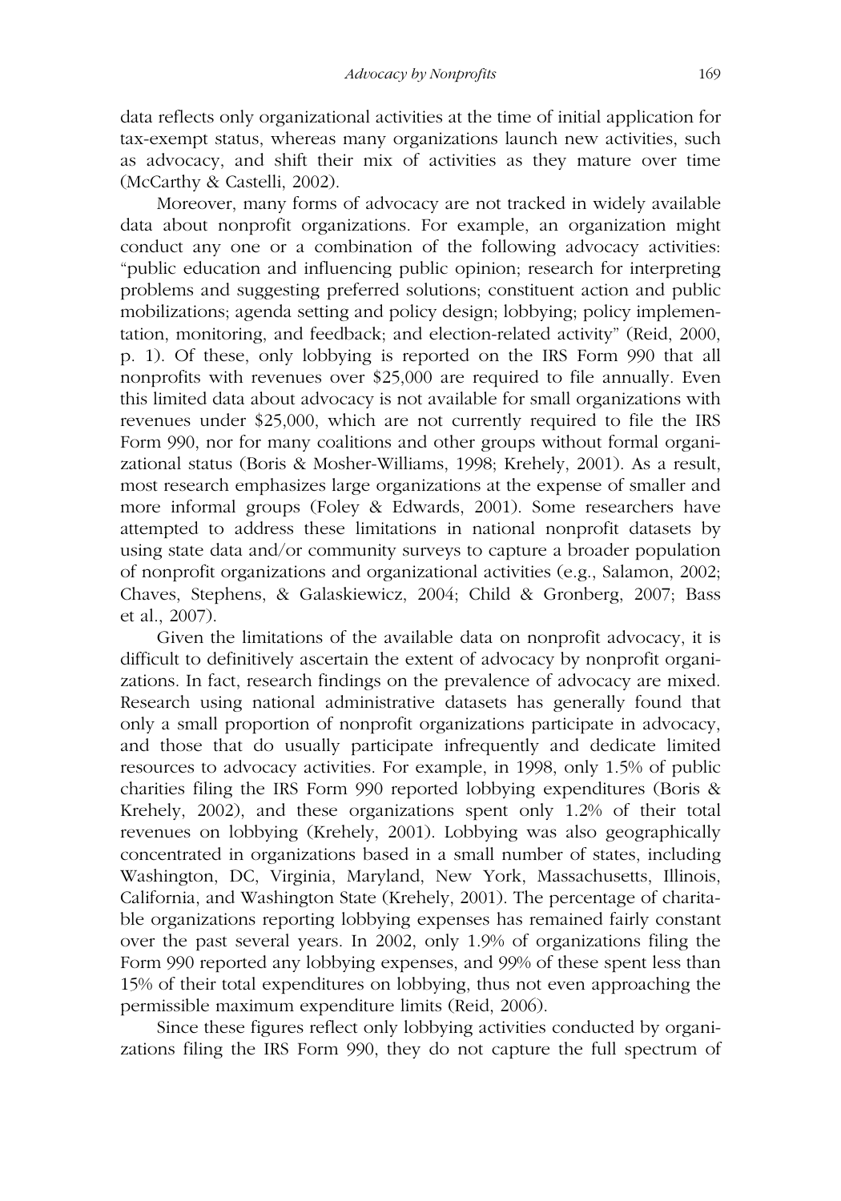data reflects only organizational activities at the time of initial application for tax-exempt status, whereas many organizations launch new activities, such as advocacy, and shift their mix of activities as they mature over time (McCarthy & Castelli, 2002).

Moreover, many forms of advocacy are not tracked in widely available data about nonprofit organizations. For example, an organization might conduct any one or a combination of the following advocacy activities: "public education and influencing public opinion; research for interpreting problems and suggesting preferred solutions; constituent action and public mobilizations; agenda setting and policy design; lobbying; policy implementation, monitoring, and feedback; and election-related activity" (Reid, 2000, p. 1). Of these, only lobbying is reported on the IRS Form 990 that all nonprofits with revenues over $25,000 are required to file annually. Even this limited data about advocacy is not available for small organizations with revenues under $25,000, which are not currently required to file the IRS Form 990, nor for many coalitions and other groups without formal organizational status (Boris & Mosher-Williams, 1998; Krehely, 2001). As a result, most research emphasizes large organizations at the expense of smaller and more informal groups (Foley & Edwards, 2001). Some researchers have attempted to address these limitations in national nonprofit datasets by using state data and/or community surveys to capture a broader population of nonprofit organizations and organizational activities (e.g., Salamon, 2002; Chaves, Stephens, & Galaskiewicz, 2004; Child & Gronberg, 2007; Bass et al., 2007).

Given the limitations of the available data on nonprofit advocacy, it is difficult to definitively ascertain the extent of advocacy by nonprofit organizations. In fact, research findings on the prevalence of advocacy are mixed. Research using national administrative datasets has generally found that only a small proportion of nonprofit organizations participate in advocacy, and those that do usually participate infrequently and dedicate limited resources to advocacy activities. For example, in 1998, only 1.5% of public charities filing the IRS Form 990 reported lobbying expenditures (Boris & Krehely, 2002), and these organizations spent only 1.2% of their total revenues on lobbying (Krehely, 2001). Lobbying was also geographically concentrated in organizations based in a small number of states, including Washington, DC, Virginia, Maryland, New York, Massachusetts, Illinois, California, and Washington State (Krehely, 2001). The percentage of charitable organizations reporting lobbying expenses has remained fairly constant over the past several years. In 2002, only 1.9% of organizations filing the Form 990 reported any lobbying expenses, and 99% of these spent less than 15% of their total expenditures on lobbying, thus not even approaching the permissible maximum expenditure limits (Reid, 2006).

Since these figures reflect only lobbying activities conducted by organizations filing the IRS Form 990, they do not capture the full spectrum of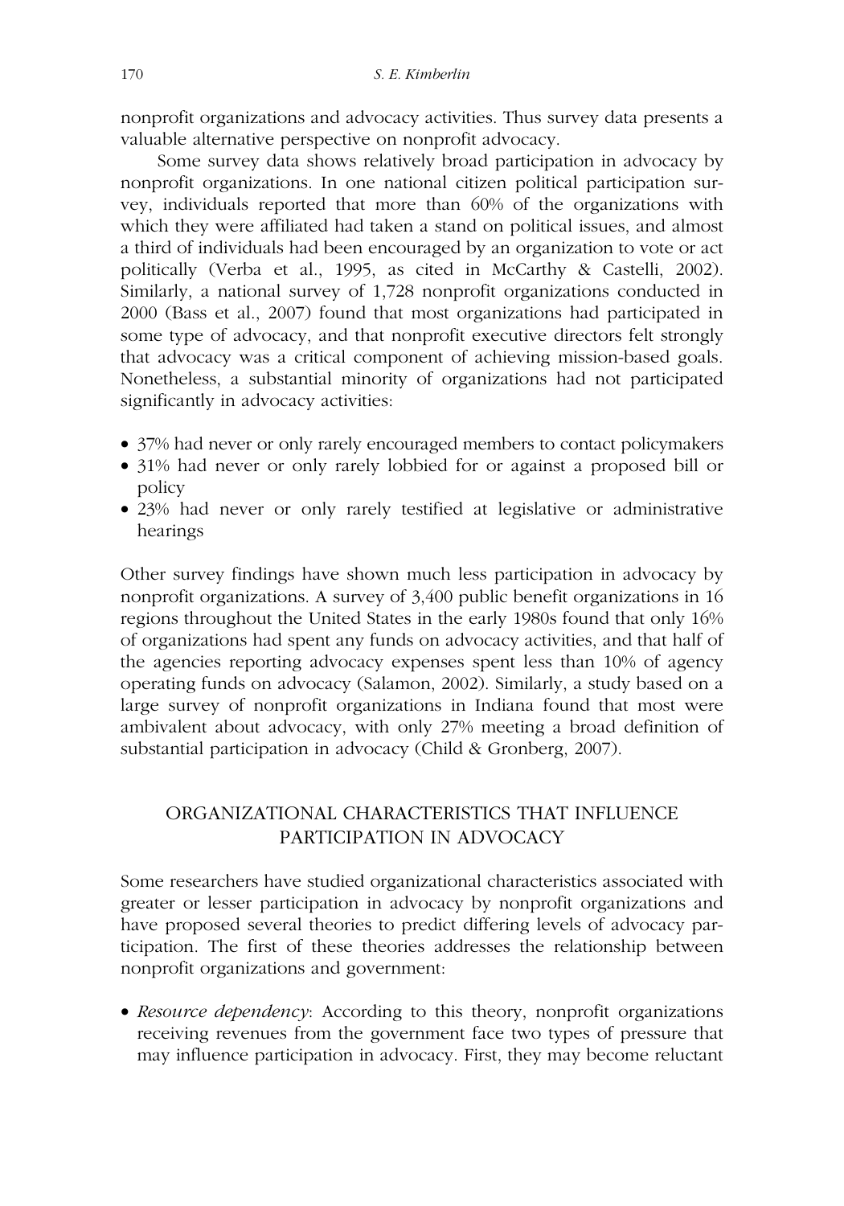nonprofit organizations and advocacy activities. Thus survey data presents a valuable alternative perspective on nonprofit advocacy.

Some survey data shows relatively broad participation in advocacy by nonprofit organizations. In one national citizen political participation survey, individuals reported that more than 60% of the organizations with which they were affiliated had taken a stand on political issues, and almost a third of individuals had been encouraged by an organization to vote or act politically (Verba et al., 1995, as cited in McCarthy & Castelli, 2002). Similarly, a national survey of 1,728 nonprofit organizations conducted in 2000 (Bass et al., 2007) found that most organizations had participated in some type of advocacy, and that nonprofit executive directors felt strongly that advocacy was a critical component of achieving mission-based goals. Nonetheless, a substantial minority of organizations had not participated significantly in advocacy activities:

- 37% had never or only rarely encouraged members to contact policymakers
- 31% had never or only rarely lobbied for or against a proposed bill or policy
- 23% had never or only rarely testified at legislative or administrative hearings

Other survey findings have shown much less participation in advocacy by nonprofit organizations. A survey of 3,400 public benefit organizations in 16 regions throughout the United States in the early 1980s found that only 16% of organizations had spent any funds on advocacy activities, and that half of the agencies reporting advocacy expenses spent less than 10% of agency operating funds on advocacy (Salamon, 2002). Similarly, a study based on a large survey of nonprofit organizations in Indiana found that most were ambivalent about advocacy, with only 27% meeting a broad definition of substantial participation in advocacy (Child & Gronberg, 2007).

## ORGANIZATIONAL CHARACTERISTICS THAT INFLUENCE PARTICIPATION IN ADVOCACY

Some researchers have studied organizational characteristics associated with greater or lesser participation in advocacy by nonprofit organizations and have proposed several theories to predict differing levels of advocacy participation. The first of these theories addresses the relationship between nonprofit organizations and government:

- *Resource dependency*: According to this theory, nonprofit organizations receiving revenues from the government face two types of pressure that may influence participation in advocacy. First, they may become reluctant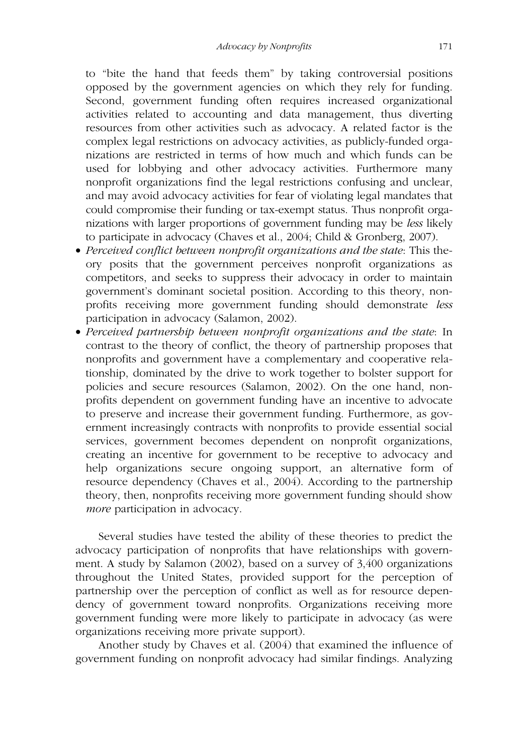to "bite the hand that feeds them" by taking controversial positions opposed by the government agencies on which they rely for funding. Second, government funding often requires increased organizational activities related to accounting and data management, thus diverting resources from other activities such as advocacy. A related factor is the complex legal restrictions on advocacy activities, as publicly-funded organizations are restricted in terms of how much and which funds can be used for lobbying and other advocacy activities. Furthermore many nonprofit organizations find the legal restrictions confusing and unclear, and may avoid advocacy activities for fear of violating legal mandates that could compromise their funding or tax-exempt status. Thus nonprofit organizations with larger proportions of government funding may be *less* likely to participate in advocacy (Chaves et al., 2004; Child & Gronberg, 2007).

- *Perceived conflict between nonprofit organizations and the state*: This theory posits that the government perceives nonprofit organizations as competitors, and seeks to suppress their advocacy in order to maintain government's dominant societal position. According to this theory, nonprofits receiving more government funding should demonstrate *less* participation in advocacy (Salamon, 2002).
- *Perceived partnership between nonprofit organizations and the state*: In contrast to the theory of conflict, the theory of partnership proposes that nonprofits and government have a complementary and cooperative relationship, dominated by the drive to work together to bolster support for policies and secure resources (Salamon, 2002). On the one hand, nonprofits dependent on government funding have an incentive to advocate to preserve and increase their government funding. Furthermore, as government increasingly contracts with nonprofits to provide essential social services, government becomes dependent on nonprofit organizations, creating an incentive for government to be receptive to advocacy and help organizations secure ongoing support, an alternative form of resource dependency (Chaves et al., 2004). According to the partnership theory, then, nonprofits receiving more government funding should show *more* participation in advocacy.

Several studies have tested the ability of these theories to predict the advocacy participation of nonprofits that have relationships with government. A study by Salamon (2002), based on a survey of 3,400 organizations throughout the United States, provided support for the perception of partnership over the perception of conflict as well as for resource dependency of government toward nonprofits. Organizations receiving more government funding were more likely to participate in advocacy (as were organizations receiving more private support).

Another study by Chaves et al. (2004) that examined the influence of government funding on nonprofit advocacy had similar findings. Analyzing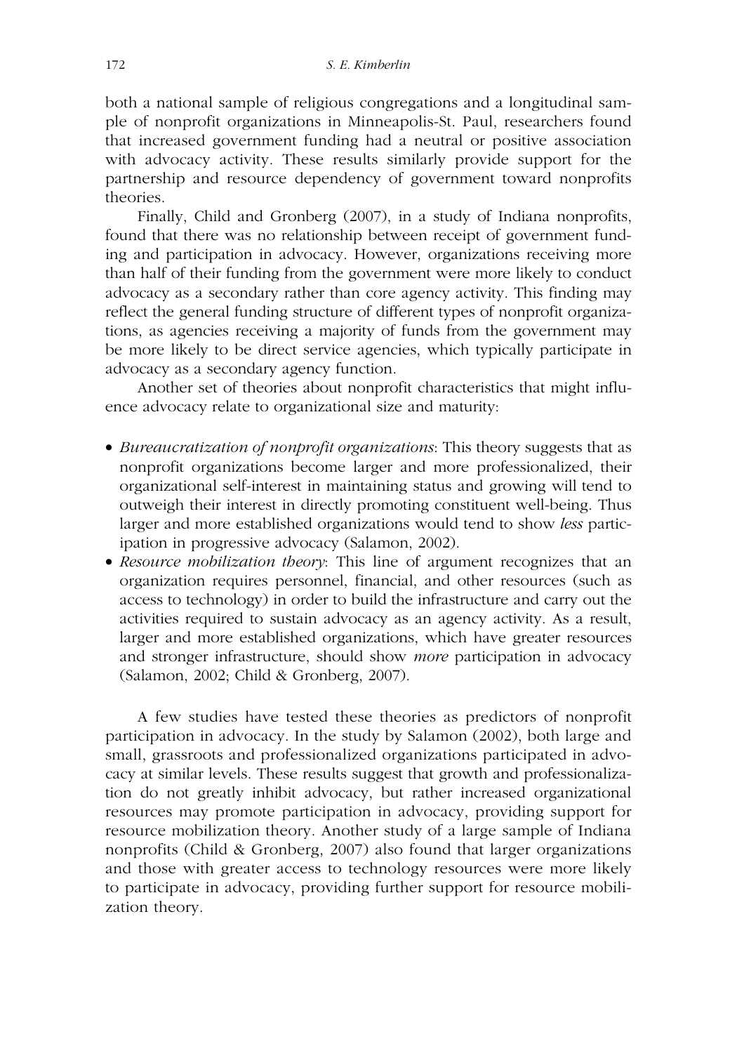both a national sample of religious congregations and a longitudinal sample of nonprofit organizations in Minneapolis-St. Paul, researchers found that increased government funding had a neutral or positive association with advocacy activity. These results similarly provide support for the partnership and resource dependency of government toward nonprofits theories.

Finally, Child and Gronberg (2007), in a study of Indiana nonprofits, found that there was no relationship between receipt of government funding and participation in advocacy. However, organizations receiving more than half of their funding from the government were more likely to conduct advocacy as a secondary rather than core agency activity. This finding may reflect the general funding structure of different types of nonprofit organizations, as agencies receiving a majority of funds from the government may be more likely to be direct service agencies, which typically participate in advocacy as a secondary agency function.

Another set of theories about nonprofit characteristics that might influence advocacy relate to organizational size and maturity:

- *Bureaucratization of nonprofit organizations*: This theory suggests that as nonprofit organizations become larger and more professionalized, their organizational self-interest in maintaining status and growing will tend to outweigh their interest in directly promoting constituent well-being. Thus larger and more established organizations would tend to show *less* participation in progressive advocacy (Salamon, 2002).
- *Resource mobilization theory*: This line of argument recognizes that an organization requires personnel, financial, and other resources (such as access to technology) in order to build the infrastructure and carry out the activities required to sustain advocacy as an agency activity. As a result, larger and more established organizations, which have greater resources and stronger infrastructure, should show *more* participation in advocacy (Salamon, 2002; Child & Gronberg, 2007).

A few studies have tested these theories as predictors of nonprofit participation in advocacy. In the study by Salamon (2002), both large and small, grassroots and professionalized organizations participated in advocacy at similar levels. These results suggest that growth and professionalization do not greatly inhibit advocacy, but rather increased organizational resources may promote participation in advocacy, providing support for resource mobilization theory. Another study of a large sample of Indiana nonprofits (Child & Gronberg, 2007) also found that larger organizations and those with greater access to technology resources were more likely to participate in advocacy, providing further support for resource mobilization theory.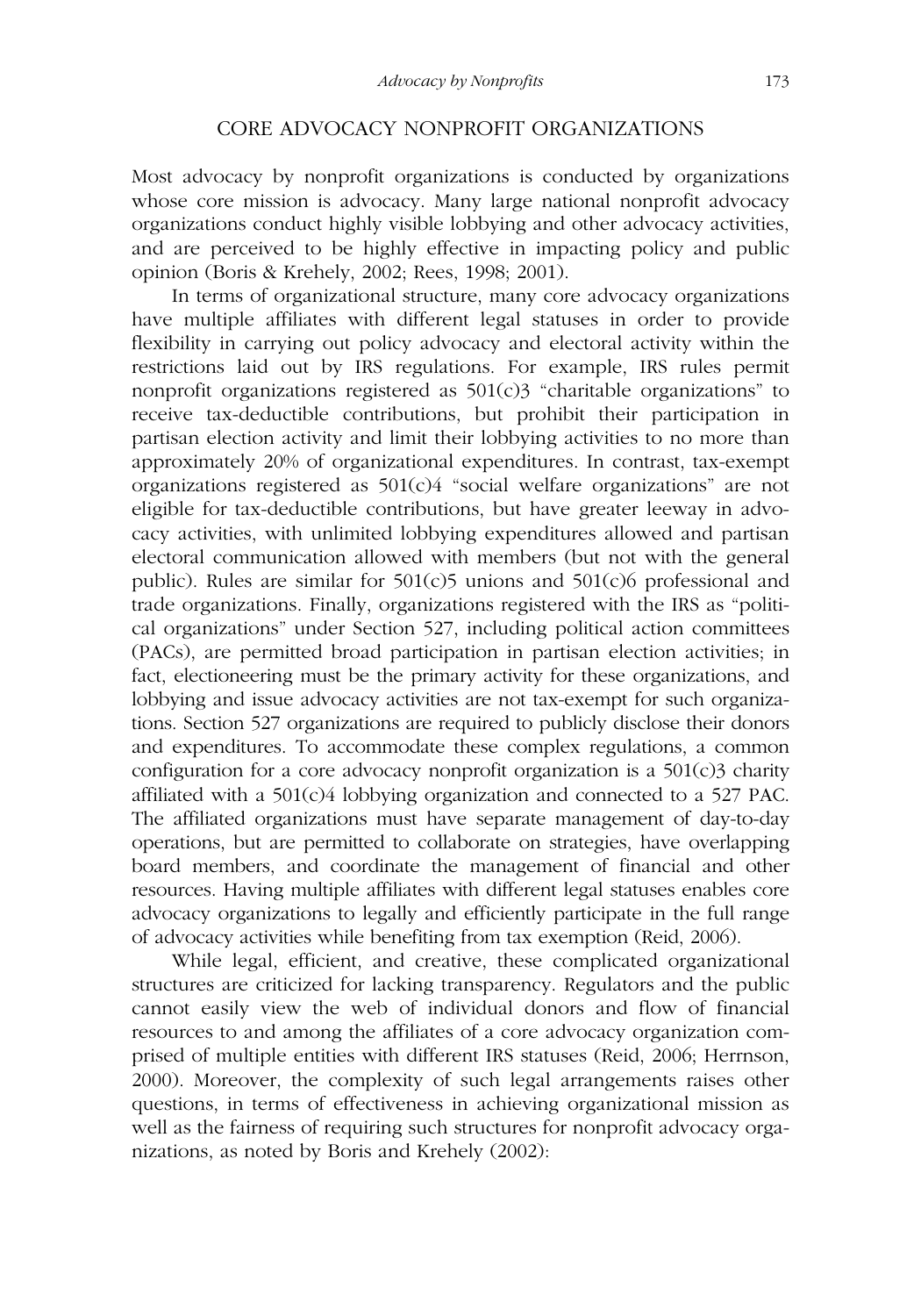## CORE ADVOCACY NONPROFIT ORGANIZATIONS

Most advocacy by nonprofit organizations is conducted by organizations whose core mission is advocacy. Many large national nonprofit advocacy organizations conduct highly visible lobbying and other advocacy activities, and are perceived to be highly effective in impacting policy and public opinion (Boris & Krehely, 2002; Rees, 1998; 2001).

In terms of organizational structure, many core advocacy organizations have multiple affiliates with different legal statuses in order to provide flexibility in carrying out policy advocacy and electoral activity within the restrictions laid out by IRS regulations. For example, IRS rules permit nonprofit organizations registered as 501(c)3 "charitable organizations" to receive tax-deductible contributions, but prohibit their participation in partisan election activity and limit their lobbying activities to no more than approximately 20% of organizational expenditures. In contrast, tax-exempt organizations registered as 501(c)4 "social welfare organizations" are not eligible for tax-deductible contributions, but have greater leeway in advocacy activities, with unlimited lobbying expenditures allowed and partisan electoral communication allowed with members (but not with the general public). Rules are similar for 501(c)5 unions and 501(c)6 professional and trade organizations. Finally, organizations registered with the IRS as "political organizations" under Section 527, including political action committees (PACs), are permitted broad participation in partisan election activities; in fact, electioneering must be the primary activity for these organizations, and lobbying and issue advocacy activities are not tax-exempt for such organizations. Section 527 organizations are required to publicly disclose their donors and expenditures. To accommodate these complex regulations, a common configuration for a core advocacy nonprofit organization is a 501(c)3 charity affiliated with a 501(c)4 lobbying organization and connected to a 527 PAC. The affiliated organizations must have separate management of day-to-day operations, but are permitted to collaborate on strategies, have overlapping board members, and coordinate the management of financial and other resources. Having multiple affiliates with different legal statuses enables core advocacy organizations to legally and efficiently participate in the full range of advocacy activities while benefiting from tax exemption (Reid, 2006).

While legal, efficient, and creative, these complicated organizational structures are criticized for lacking transparency. Regulators and the public cannot easily view the web of individual donors and flow of financial resources to and among the affiliates of a core advocacy organization comprised of multiple entities with different IRS statuses (Reid, 2006; Herrnson, 2000). Moreover, the complexity of such legal arrangements raises other questions, in terms of effectiveness in achieving organizational mission as well as the fairness of requiring such structures for nonprofit advocacy organizations, as noted by Boris and Krehely (2002):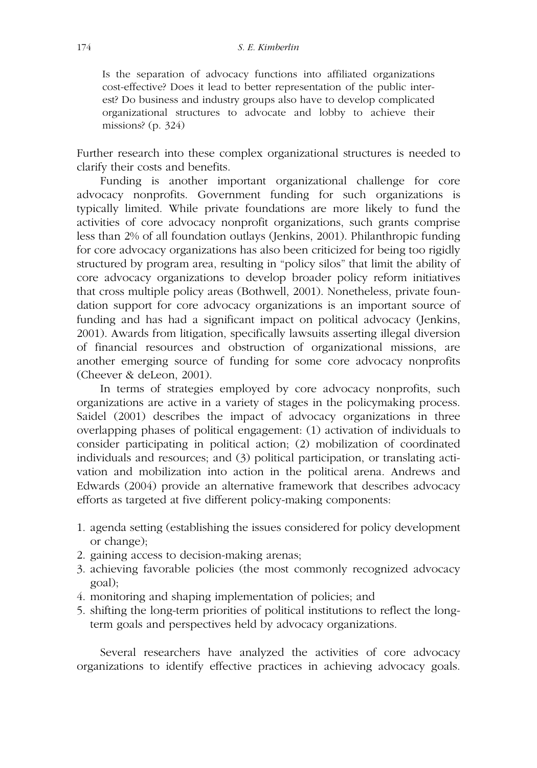> Is the separation of advocacy functions into affiliated organizations cost-effective? Does it lead to better representation of the public interest? Do business and industry groups also have to develop complicated organizational structures to advocate and lobby to achieve their missions? (p. 324)

Further research into these complex organizational structures is needed to clarify their costs and benefits.

Funding is another important organizational challenge for core advocacy nonprofits. Government funding for such organizations is typically limited. While private foundations are more likely to fund the activities of core advocacy nonprofit organizations, such grants comprise less than 2% of all foundation outlays (Jenkins, 2001). Philanthropic funding for core advocacy organizations has also been criticized for being too rigidly structured by program area, resulting in "policy silos" that limit the ability of core advocacy organizations to develop broader policy reform initiatives that cross multiple policy areas (Bothwell, 2001). Nonetheless, private foundation support for core advocacy organizations is an important source of funding and has had a significant impact on political advocacy (Jenkins, 2001). Awards from litigation, specifically lawsuits asserting illegal diversion of financial resources and obstruction of organizational missions, are another emerging source of funding for some core advocacy nonprofits (Cheever & deLeon, 2001).

In terms of strategies employed by core advocacy nonprofits, such organizations are active in a variety of stages in the policymaking process. Saidel (2001) describes the impact of advocacy organizations in three overlapping phases of political engagement: (1) activation of individuals to consider participating in political action; (2) mobilization of coordinated individuals and resources; and (3) political participation, or translating activation and mobilization into action in the political arena. Andrews and Edwards (2004) provide an alternative framework that describes advocacy efforts as targeted at five different policy-making components:

1. agenda setting (establishing the issues considered for policy development or change);
2. gaining access to decision-making arenas;
3. achieving favorable policies (the most commonly recognized advocacy goal);
4. monitoring and shaping implementation of policies; and
5. shifting the long-term priorities of political institutions to reflect the long-term goals and perspectives held by advocacy organizations.

Several researchers have analyzed the activities of core advocacy organizations to identify effective practices in achieving advocacy goals.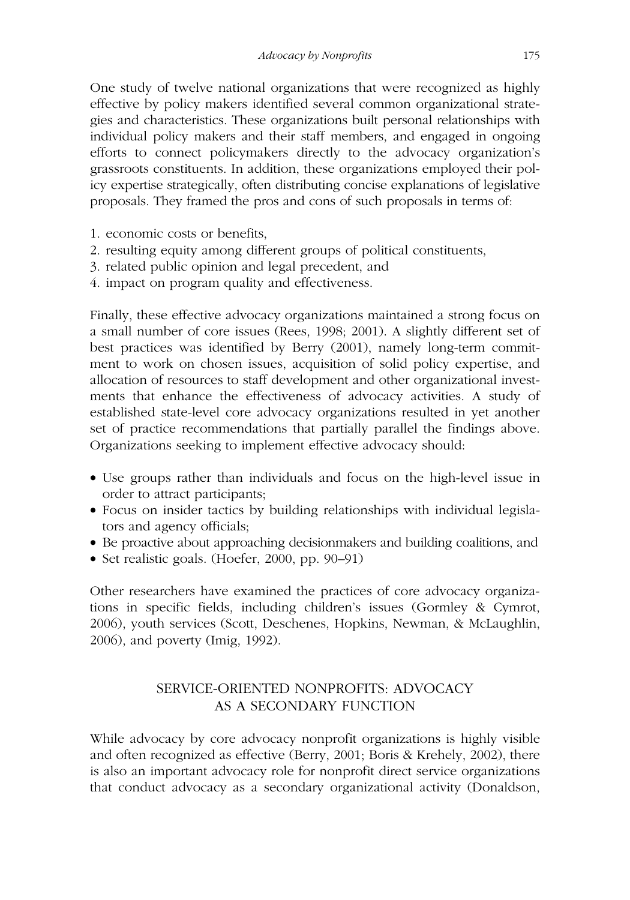One study of twelve national organizations that were recognized as highly effective by policy makers identified several common organizational strategies and characteristics. These organizations built personal relationships with individual policy makers and their staff members, and engaged in ongoing efforts to connect policymakers directly to the advocacy organization's grassroots constituents. In addition, these organizations employed their policy expertise strategically, often distributing concise explanations of legislative proposals. They framed the pros and cons of such proposals in terms of:

1. economic costs or benefits,
2. resulting equity among different groups of political constituents,
3. related public opinion and legal precedent, and
4. impact on program quality and effectiveness.

Finally, these effective advocacy organizations maintained a strong focus on a small number of core issues (Rees, 1998; 2001). A slightly different set of best practices was identified by Berry (2001), namely long-term commitment to work on chosen issues, acquisition of solid policy expertise, and allocation of resources to staff development and other organizational investments that enhance the effectiveness of advocacy activities. A study of established state-level core advocacy organizations resulted in yet another set of practice recommendations that partially parallel the findings above. Organizations seeking to implement effective advocacy should:

- Use groups rather than individuals and focus on the high-level issue in order to attract participants;
- Focus on insider tactics by building relationships with individual legislators and agency officials;
- Be proactive about approaching decisionmakers and building coalitions, and
- Set realistic goals. (Hoefer, 2000, pp. 90–91)

Other researchers have examined the practices of core advocacy organizations in specific fields, including children's issues (Gormley & Cymrot, 2006), youth services (Scott, Deschenes, Hopkins, Newman, & McLaughlin, 2006), and poverty (Imig, 1992).

## SERVICE-ORIENTED NONPROFITS: ADVOCACY AS A SECONDARY FUNCTION

While advocacy by core advocacy nonprofit organizations is highly visible and often recognized as effective (Berry, 2001; Boris & Krehely, 2002), there is also an important advocacy role for nonprofit direct service organizations that conduct advocacy as a secondary organizational activity (Donaldson,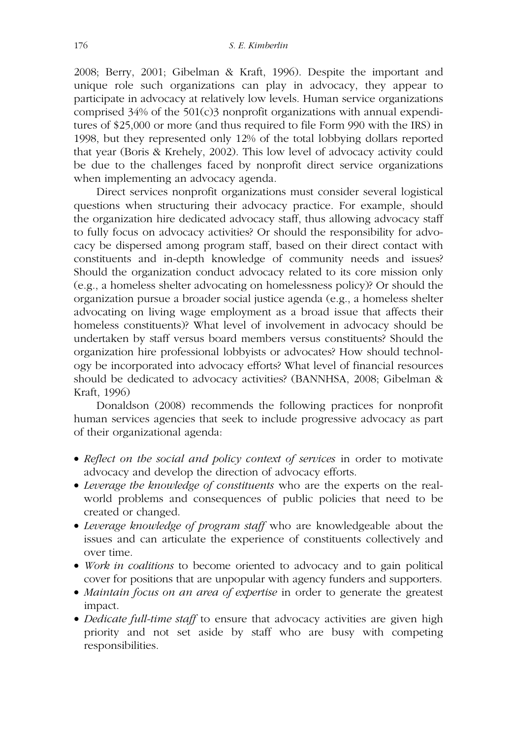2008; Berry, 2001; Gibelman & Kraft, 1996). Despite the important and unique role such organizations can play in advocacy, they appear to participate in advocacy at relatively low levels. Human service organizations comprised 34% of the 501(c)3 nonprofit organizations with annual expenditures of $25,000 or more (and thus required to file Form 990 with the IRS) in 1998, but they represented only 12% of the total lobbying dollars reported that year (Boris & Krehely, 2002). This low level of advocacy activity could be due to the challenges faced by nonprofit direct service organizations when implementing an advocacy agenda.

Direct services nonprofit organizations must consider several logistical questions when structuring their advocacy practice. For example, should the organization hire dedicated advocacy staff, thus allowing advocacy staff to fully focus on advocacy activities? Or should the responsibility for advocacy be dispersed among program staff, based on their direct contact with constituents and in-depth knowledge of community needs and issues? Should the organization conduct advocacy related to its core mission only (e.g., a homeless shelter advocating on homelessness policy)? Or should the organization pursue a broader social justice agenda (e.g., a homeless shelter advocating on living wage employment as a broad issue that affects their homeless constituents)? What level of involvement in advocacy should be undertaken by staff versus board members versus constituents? Should the organization hire professional lobbyists or advocates? How should technology be incorporated into advocacy efforts? What level of financial resources should be dedicated to advocacy activities? (BANNHSA, 2008; Gibelman & Kraft, 1996)

Donaldson (2008) recommends the following practices for nonprofit human services agencies that seek to include progressive advocacy as part of their organizational agenda:

- *Reflect on the social and policy context of services* in order to motivate advocacy and develop the direction of advocacy efforts.
- *Leverage the knowledge of constituents* who are the experts on the real-world problems and consequences of public policies that need to be created or changed.
- *Leverage knowledge of program staff* who are knowledgeable about the issues and can articulate the experience of constituents collectively and over time.
- *Work in coalitions* to become oriented to advocacy and to gain political cover for positions that are unpopular with agency funders and supporters.
- *Maintain focus on an area of expertise* in order to generate the greatest impact.
- *Dedicate full-time staff* to ensure that advocacy activities are given high priority and not set aside by staff who are busy with competing responsibilities.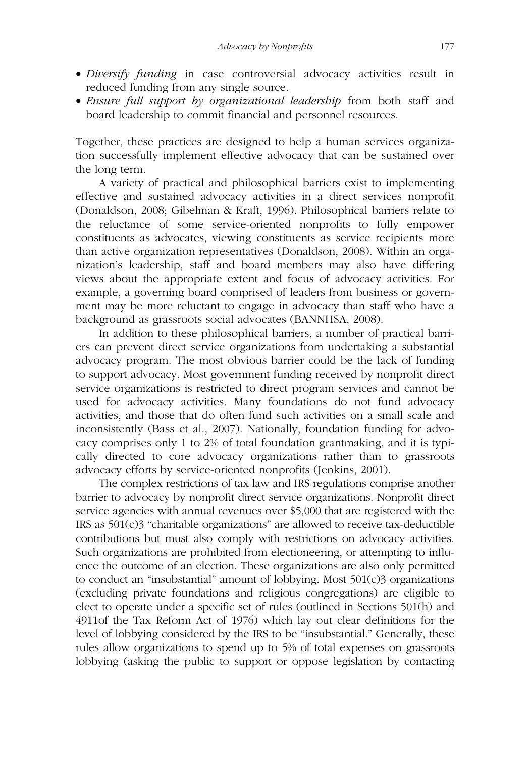- *Diversify funding* in case controversial advocacy activities result in reduced funding from any single source.
- *Ensure full support by organizational leadership* from both staff and board leadership to commit financial and personnel resources.

Together, these practices are designed to help a human services organization successfully implement effective advocacy that can be sustained over the long term.

A variety of practical and philosophical barriers exist to implementing effective and sustained advocacy activities in a direct services nonprofit (Donaldson, 2008; Gibelman & Kraft, 1996). Philosophical barriers relate to the reluctance of some service-oriented nonprofits to fully empower constituents as advocates, viewing constituents as service recipients more than active organization representatives (Donaldson, 2008). Within an organization's leadership, staff and board members may also have differing views about the appropriate extent and focus of advocacy activities. For example, a governing board comprised of leaders from business or government may be more reluctant to engage in advocacy than staff who have a background as grassroots social advocates (BANNHSA, 2008).

In addition to these philosophical barriers, a number of practical barriers can prevent direct service organizations from undertaking a substantial advocacy program. The most obvious barrier could be the lack of funding to support advocacy. Most government funding received by nonprofit direct service organizations is restricted to direct program services and cannot be used for advocacy activities. Many foundations do not fund advocacy activities, and those that do often fund such activities on a small scale and inconsistently (Bass et al., 2007). Nationally, foundation funding for advocacy comprises only 1 to 2% of total foundation grantmaking, and it is typically directed to core advocacy organizations rather than to grassroots advocacy efforts by service-oriented nonprofits (Jenkins, 2001).

The complex restrictions of tax law and IRS regulations comprise another barrier to advocacy by nonprofit direct service organizations. Nonprofit direct service agencies with annual revenues over $5,000 that are registered with the IRS as 501(c)3 "charitable organizations" are allowed to receive tax-deductible contributions but must also comply with restrictions on advocacy activities. Such organizations are prohibited from electioneering, or attempting to influence the outcome of an election. These organizations are also only permitted to conduct an "insubstantial" amount of lobbying. Most 501(c)3 organizations (excluding private foundations and religious congregations) are eligible to elect to operate under a specific set of rules (outlined in Sections 501(h) and 4911of the Tax Reform Act of 1976) which lay out clear definitions for the level of lobbying considered by the IRS to be "insubstantial." Generally, these rules allow organizations to spend up to 5% of total expenses on grassroots lobbying (asking the public to support or oppose legislation by contacting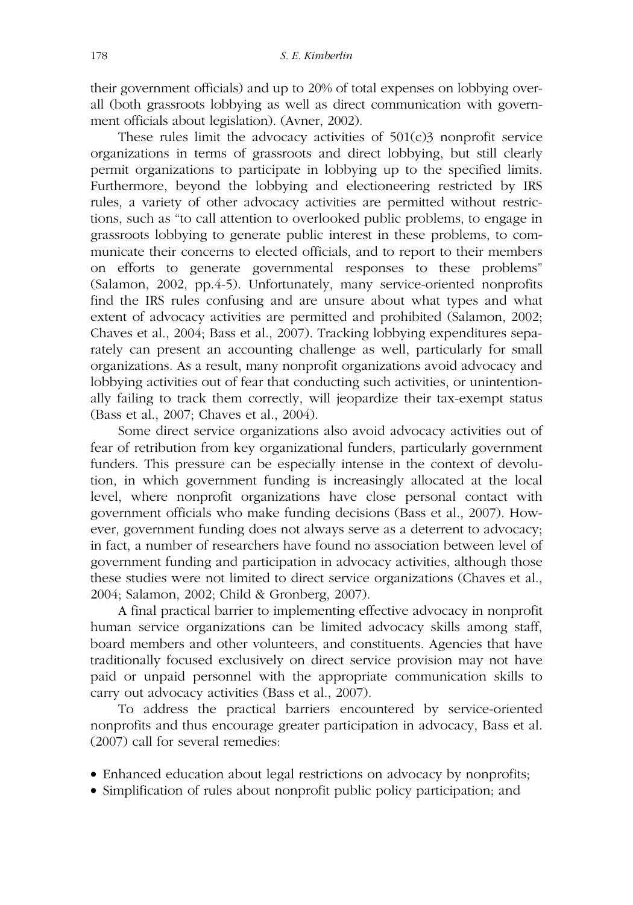their government officials) and up to 20% of total expenses on lobbying overall (both grassroots lobbying as well as direct communication with government officials about legislation). (Avner, 2002).

These rules limit the advocacy activities of 501(c)3 nonprofit service organizations in terms of grassroots and direct lobbying, but still clearly permit organizations to participate in lobbying up to the specified limits. Furthermore, beyond the lobbying and electioneering restricted by IRS rules, a variety of other advocacy activities are permitted without restrictions, such as "to call attention to overlooked public problems, to engage in grassroots lobbying to generate public interest in these problems, to communicate their concerns to elected officials, and to report to their members on efforts to generate governmental responses to these problems" (Salamon, 2002, pp.4-5). Unfortunately, many service-oriented nonprofits find the IRS rules confusing and are unsure about what types and what extent of advocacy activities are permitted and prohibited (Salamon, 2002; Chaves et al., 2004; Bass et al., 2007). Tracking lobbying expenditures separately can present an accounting challenge as well, particularly for small organizations. As a result, many nonprofit organizations avoid advocacy and lobbying activities out of fear that conducting such activities, or unintentionally failing to track them correctly, will jeopardize their tax-exempt status (Bass et al., 2007; Chaves et al., 2004).

Some direct service organizations also avoid advocacy activities out of fear of retribution from key organizational funders, particularly government funders. This pressure can be especially intense in the context of devolution, in which government funding is increasingly allocated at the local level, where nonprofit organizations have close personal contact with government officials who make funding decisions (Bass et al., 2007). However, government funding does not always serve as a deterrent to advocacy; in fact, a number of researchers have found no association between level of government funding and participation in advocacy activities, although those these studies were not limited to direct service organizations (Chaves et al., 2004; Salamon, 2002; Child & Gronberg, 2007).

A final practical barrier to implementing effective advocacy in nonprofit human service organizations can be limited advocacy skills among staff, board members and other volunteers, and constituents. Agencies that have traditionally focused exclusively on direct service provision may not have paid or unpaid personnel with the appropriate communication skills to carry out advocacy activities (Bass et al., 2007).

To address the practical barriers encountered by service-oriented nonprofits and thus encourage greater participation in advocacy, Bass et al. (2007) call for several remedies:

- Enhanced education about legal restrictions on advocacy by nonprofits;
- Simplification of rules about nonprofit public policy participation; and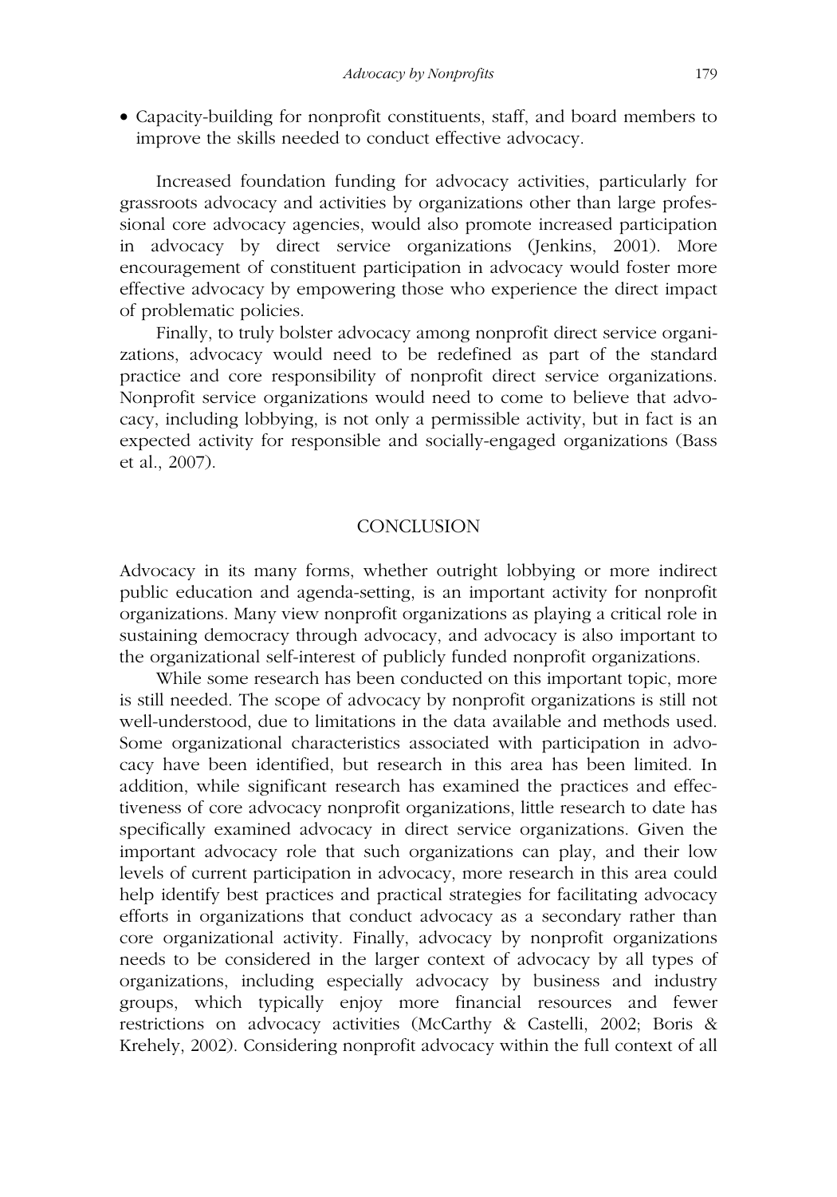- Capacity-building for nonprofit constituents, staff, and board members to improve the skills needed to conduct effective advocacy.

Increased foundation funding for advocacy activities, particularly for grassroots advocacy and activities by organizations other than large professional core advocacy agencies, would also promote increased participation in advocacy by direct service organizations (Jenkins, 2001). More encouragement of constituent participation in advocacy would foster more effective advocacy by empowering those who experience the direct impact of problematic policies.

Finally, to truly bolster advocacy among nonprofit direct service organizations, advocacy would need to be redefined as part of the standard practice and core responsibility of nonprofit direct service organizations. Nonprofit service organizations would need to come to believe that advocacy, including lobbying, is not only a permissible activity, but in fact is an expected activity for responsible and socially-engaged organizations (Bass et al., 2007).

## CONCLUSION

Advocacy in its many forms, whether outright lobbying or more indirect public education and agenda-setting, is an important activity for nonprofit organizations. Many view nonprofit organizations as playing a critical role in sustaining democracy through advocacy, and advocacy is also important to the organizational self-interest of publicly funded nonprofit organizations.

While some research has been conducted on this important topic, more is still needed. The scope of advocacy by nonprofit organizations is still not well-understood, due to limitations in the data available and methods used. Some organizational characteristics associated with participation in advocacy have been identified, but research in this area has been limited. In addition, while significant research has examined the practices and effectiveness of core advocacy nonprofit organizations, little research to date has specifically examined advocacy in direct service organizations. Given the important advocacy role that such organizations can play, and their low levels of current participation in advocacy, more research in this area could help identify best practices and practical strategies for facilitating advocacy efforts in organizations that conduct advocacy as a secondary rather than core organizational activity. Finally, advocacy by nonprofit organizations needs to be considered in the larger context of advocacy by all types of organizations, including especially advocacy by business and industry groups, which typically enjoy more financial resources and fewer restrictions on advocacy activities (McCarthy & Castelli, 2002; Boris & Krehely, 2002). Considering nonprofit advocacy within the full context of all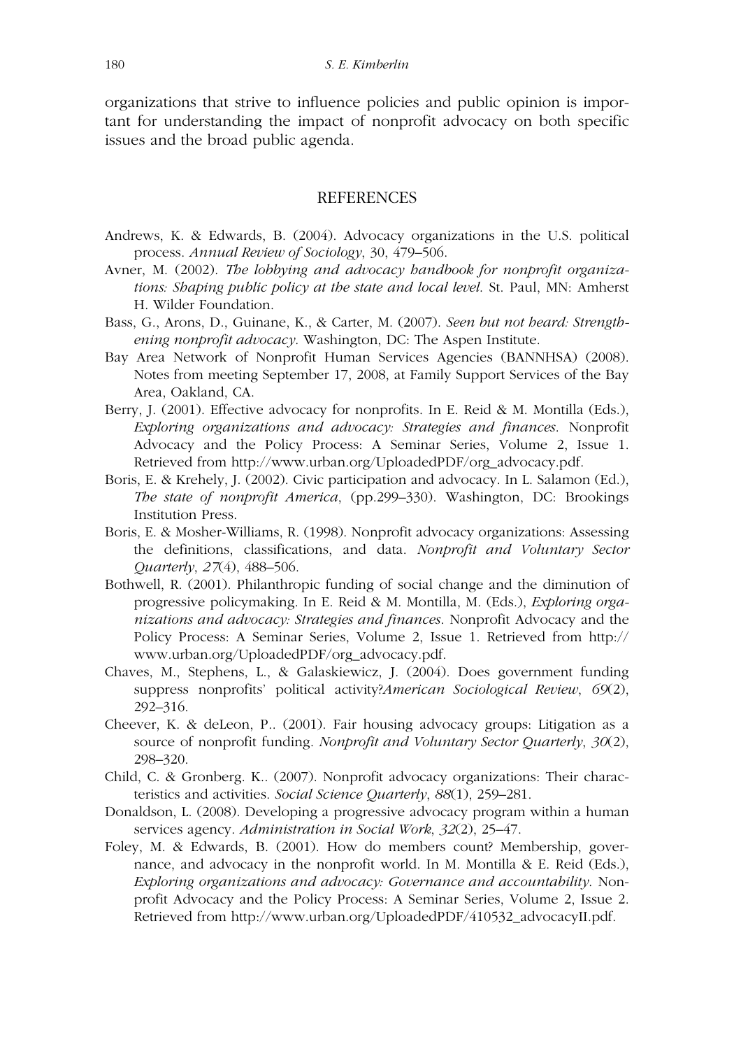organizations that strive to influence policies and public opinion is important for understanding the impact of nonprofit advocacy on both specific issues and the broad public agenda.

## REFERENCES

Andrews, K. & Edwards, B. (2004). Advocacy organizations in the U.S. political process. *Annual Review of Sociology*, 30, 479–506.

Avner, M. (2002). *The lobbying and advocacy handbook for nonprofit organizations: Shaping public policy at the state and local level*. St. Paul, MN: Amherst H. Wilder Foundation.

Bass, G., Arons, D., Guinane, K., & Carter, M. (2007). *Seen but not heard: Strengthening nonprofit advocacy*. Washington, DC: The Aspen Institute.

Bay Area Network of Nonprofit Human Services Agencies (BANNHSA) (2008). Notes from meeting September 17, 2008, at Family Support Services of the Bay Area, Oakland, CA.

Berry, J. (2001). Effective advocacy for nonprofits. In E. Reid & M. Montilla (Eds.), *Exploring organizations and advocacy: Strategies and finances*. Nonprofit Advocacy and the Policy Process: A Seminar Series, Volume 2, Issue 1. Retrieved from http://www.urban.org/UploadedPDF/org_advocacy.pdf.

Boris, E. & Krehely, J. (2002). Civic participation and advocacy. In L. Salamon (Ed.), *The state of nonprofit America*, (pp.299–330). Washington, DC: Brookings Institution Press.

Boris, E. & Mosher-Williams, R. (1998). Nonprofit advocacy organizations: Assessing the definitions, classifications, and data. *Nonprofit and Voluntary Sector Quarterly*, *27*(4), 488–506.

Bothwell, R. (2001). Philanthropic funding of social change and the diminution of progressive policymaking. In E. Reid & M. Montilla, M. (Eds.), *Exploring organizations and advocacy: Strategies and finances*. Nonprofit Advocacy and the Policy Process: A Seminar Series, Volume 2, Issue 1. Retrieved from http://www.urban.org/UploadedPDF/org_advocacy.pdf.

Chaves, M., Stephens, L., & Galaskiewicz, J. (2004). Does government funding suppress nonprofits' political activity?*American Sociological Review*, *69*(2), 292–316.

Cheever, K. & deLeon, P.. (2001). Fair housing advocacy groups: Litigation as a source of nonprofit funding. *Nonprofit and Voluntary Sector Quarterly*, *30*(2), 298–320.

Child, C. & Gronberg. K.. (2007). Nonprofit advocacy organizations: Their characteristics and activities. *Social Science Quarterly*, *88*(1), 259–281.

Donaldson, L. (2008). Developing a progressive advocacy program within a human services agency. *Administration in Social Work*, *32*(2), 25–47.

Foley, M. & Edwards, B. (2001). How do members count? Membership, governance, and advocacy in the nonprofit world. In M. Montilla & E. Reid (Eds.), *Exploring organizations and advocacy: Governance and accountability*. Nonprofit Advocacy and the Policy Process: A Seminar Series, Volume 2, Issue 2. Retrieved from http://www.urban.org/UploadedPDF/410532_advocacyII.pdf.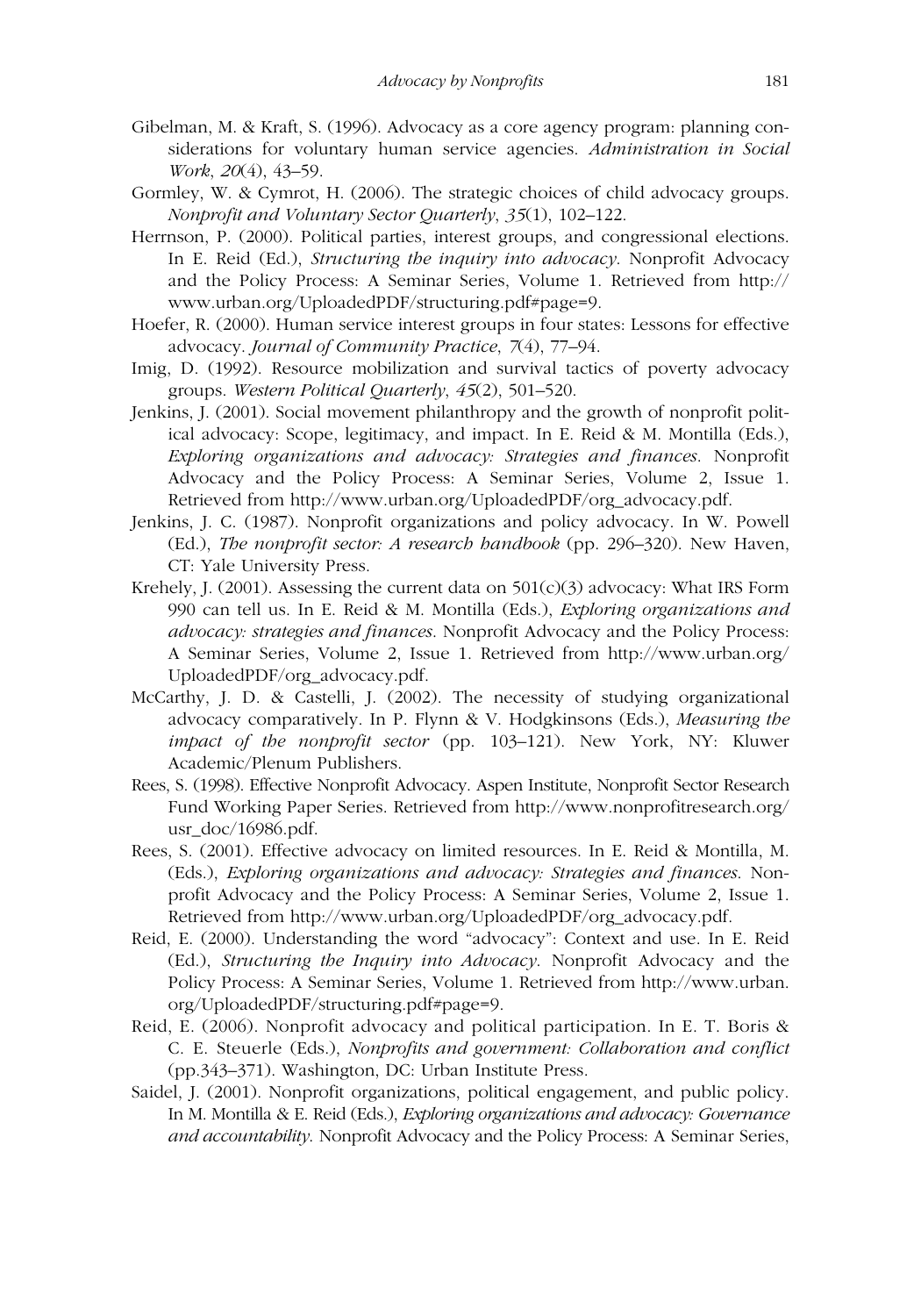Gibelman, M. & Kraft, S. (1996). Advocacy as a core agency program: planning considerations for voluntary human service agencies. *Administration in Social Work*, *20*(4), 43–59.

Gormley, W. & Cymrot, H. (2006). The strategic choices of child advocacy groups. *Nonprofit and Voluntary Sector Quarterly*, *35*(1), 102–122.

Herrnson, P. (2000). Political parties, interest groups, and congressional elections. In E. Reid (Ed.), *Structuring the inquiry into advocacy*. Nonprofit Advocacy and the Policy Process: A Seminar Series, Volume 1. Retrieved from http://www.urban.org/UploadedPDF/structuring.pdf#page=9.

Hoefer, R. (2000). Human service interest groups in four states: Lessons for effective advocacy. *Journal of Community Practice*, *7*(4), 77–94.

Imig, D. (1992). Resource mobilization and survival tactics of poverty advocacy groups. *Western Political Quarterly*, *45*(2), 501–520.

Jenkins, J. (2001). Social movement philanthropy and the growth of nonprofit political advocacy: Scope, legitimacy, and impact. In E. Reid & M. Montilla (Eds.), *Exploring organizations and advocacy: Strategies and finances*. Nonprofit Advocacy and the Policy Process: A Seminar Series, Volume 2, Issue 1. Retrieved from http://www.urban.org/UploadedPDF/org_advocacy.pdf.

Jenkins, J. C. (1987). Nonprofit organizations and policy advocacy. In W. Powell (Ed.), *The nonprofit sector: A research handbook* (pp. 296–320). New Haven, CT: Yale University Press.

Krehely, J. (2001). Assessing the current data on 501(c)(3) advocacy: What IRS Form 990 can tell us. In E. Reid & M. Montilla (Eds.), *Exploring organizations and advocacy: strategies and finances*. Nonprofit Advocacy and the Policy Process: A Seminar Series, Volume 2, Issue 1. Retrieved from http://www.urban.org/UploadedPDF/org_advocacy.pdf.

McCarthy, J. D. & Castelli, J. (2002). The necessity of studying organizational advocacy comparatively. In P. Flynn & V. Hodgkinsons (Eds.), *Measuring the impact of the nonprofit sector* (pp. 103–121). New York, NY: Kluwer Academic/Plenum Publishers.

Rees, S. (1998). Effective Nonprofit Advocacy. Aspen Institute, Nonprofit Sector Research Fund Working Paper Series. Retrieved from http://www.nonprofitresearch.org/usr_doc/16986.pdf.

Rees, S. (2001). Effective advocacy on limited resources. In E. Reid & Montilla, M. (Eds.), *Exploring organizations and advocacy: Strategies and finances*. Nonprofit Advocacy and the Policy Process: A Seminar Series, Volume 2, Issue 1. Retrieved from http://www.urban.org/UploadedPDF/org_advocacy.pdf.

Reid, E. (2000). Understanding the word "advocacy": Context and use. In E. Reid (Ed.), *Structuring the Inquiry into Advocacy*. Nonprofit Advocacy and the Policy Process: A Seminar Series, Volume 1. Retrieved from http://www.urban.org/UploadedPDF/structuring.pdf#page=9.

Reid, E. (2006). Nonprofit advocacy and political participation. In E. T. Boris & C. E. Steuerle (Eds.), *Nonprofits and government: Collaboration and conflict* (pp.343–371). Washington, DC: Urban Institute Press.

Saidel, J. (2001). Nonprofit organizations, political engagement, and public policy. In M. Montilla & E. Reid (Eds.), *Exploring organizations and advocacy: Governance and accountability*. Nonprofit Advocacy and the Policy Process: A Seminar Series,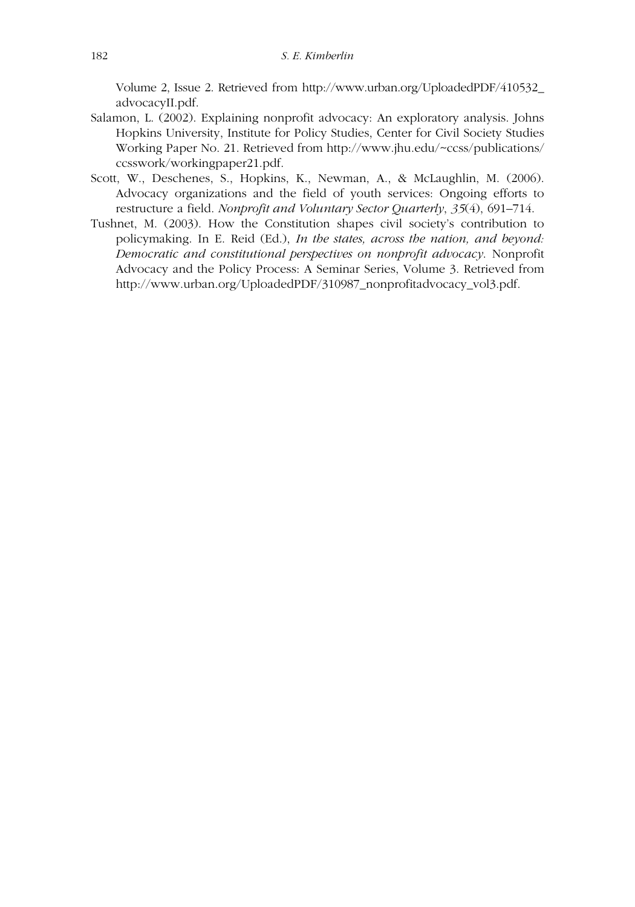Volume 2, Issue 2. Retrieved from http://www.urban.org/UploadedPDF/410532_advocacyII.pdf.

Salamon, L. (2002). Explaining nonprofit advocacy: An exploratory analysis. Johns Hopkins University, Institute for Policy Studies, Center for Civil Society Studies Working Paper No. 21. Retrieved from http://www.jhu.edu/~ccss/publications/ccsswork/workingpaper21.pdf.

Scott, W., Deschenes, S., Hopkins, K., Newman, A., & McLaughlin, M. (2006). Advocacy organizations and the field of youth services: Ongoing efforts to restructure a field. *Nonprofit and Voluntary Sector Quarterly*, *35*(4), 691–714.

Tushnet, M. (2003). How the Constitution shapes civil society's contribution to policymaking. In E. Reid (Ed.), *In the states, across the nation, and beyond: Democratic and constitutional perspectives on nonprofit advocacy*. Nonprofit Advocacy and the Policy Process: A Seminar Series, Volume 3. Retrieved from http://www.urban.org/UploadedPDF/310987_nonprofitadvocacy_vol3.pdf.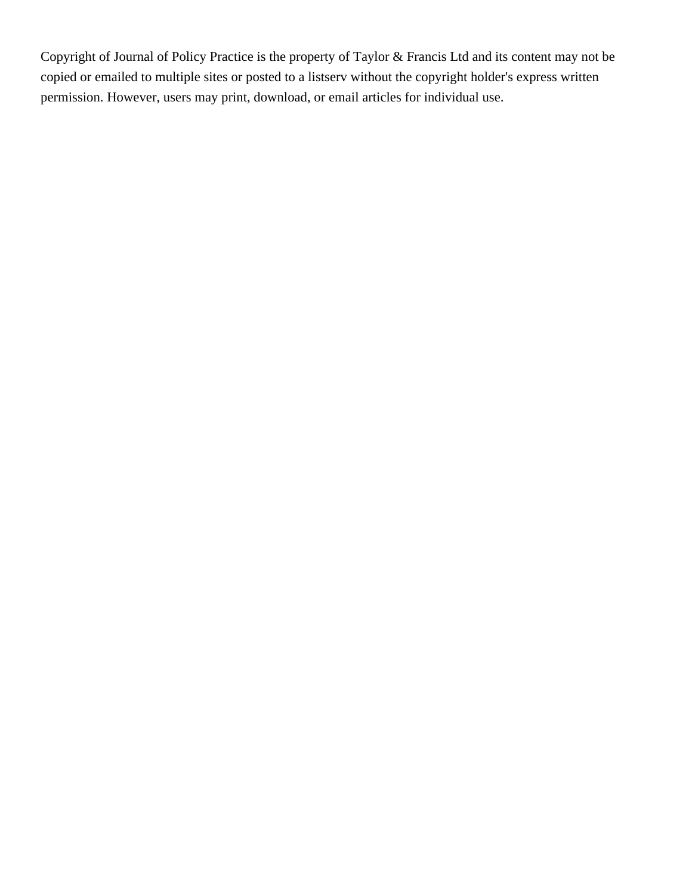Copyright of Journal of Policy Practice is the property of Taylor & Francis Ltd and its content may not be copied or emailed to multiple sites or posted to a listserv without the copyright holder's express written permission. However, users may print, download, or email articles for individual use.